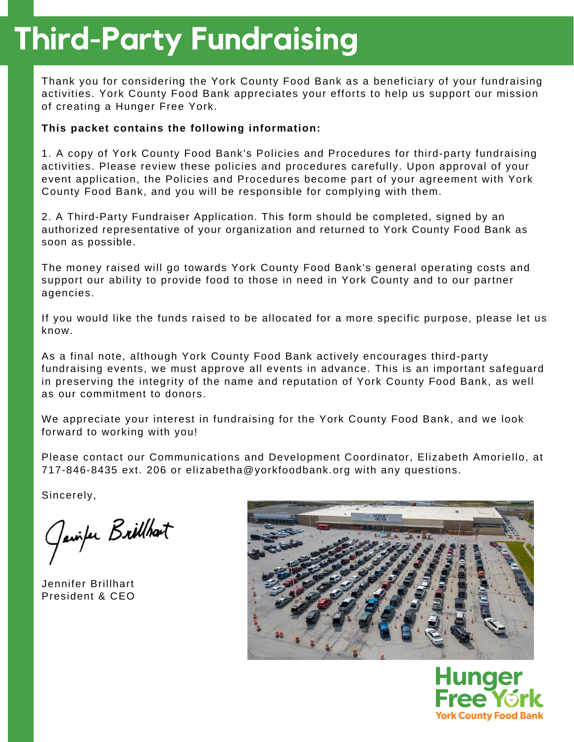# Third-Party Fundraising

Thank you for considering the York County Food Bank as a beneficiary of your fundraising activities. York County Food Bank appreciates your efforts to help us support our mission of creating a Hunger Free York.

**This packet contains the following information:**

1. A copy of York County Food Bank's Policies and Procedures for third-party fundraising activities. Please review these policies and procedures carefully. Upon approval of your event application, the Policies and Procedures become part of your agreement with York County Food Bank, and you will be responsible for complying with them.

2. A Third-Party Fundraiser Application. This form should be completed, signed by an authorized representative of your organization and returned to York County Food Bank as soon as possible.

The money raised will go towards York County Food Bank's general operating costs and support our ability to provide food to those in need in York County and to our partner agencies.

If you would like the funds raised to be allocated for a more specific purpose, please let us know.

As a final note, although York County Food Bank actively encourages third-party fundraising events, we must approve all events in advance. This is an important safeguard in preserving the integrity of the name and reputation of York County Food Bank, as well as our commitment to donors.

We appreciate your interest in fundraising for the York County Food Bank, and we look forward to working with you!

Please contact our Communications and Development Coordinator, Elizabeth Amoriello, at 717-846-8435 ext. 206 or elizabetha@yorkfoodbank.org with any questions.

Sincerely,

Jennifer Brillhart

Jennifer Brillhart
President & CEO

Hunger Free York
York County Food Bank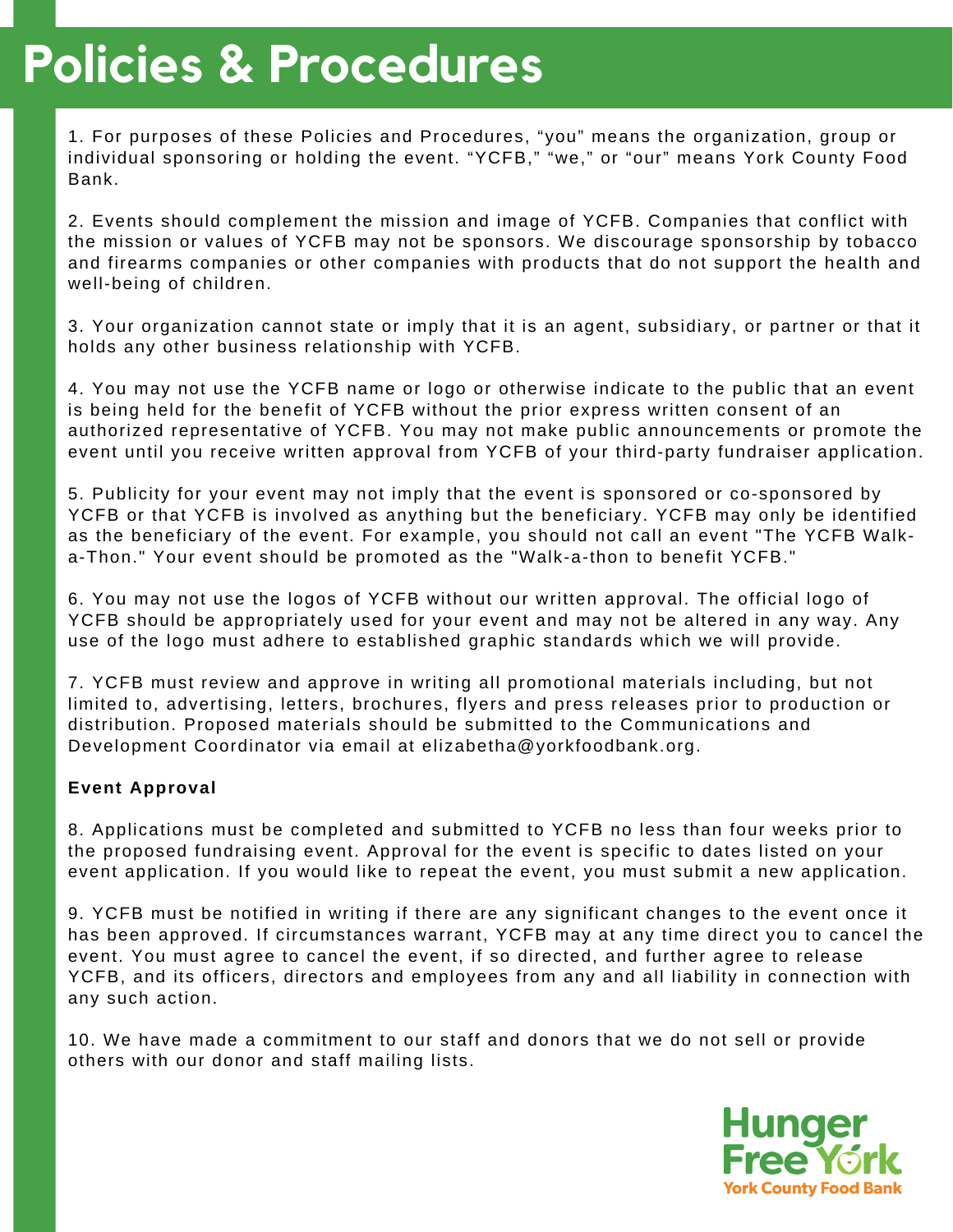# Policies & Procedures

1. For purposes of these Policies and Procedures, “you” means the organization, group or individual sponsoring or holding the event. “YCFB,” “we,” or “our” means York County Food Bank.

2. Events should complement the mission and image of YCFB. Companies that conflict with the mission or values of YCFB may not be sponsors. We discourage sponsorship by tobacco and firearms companies or other companies with products that do not support the health and well-being of children.

3. Your organization cannot state or imply that it is an agent, subsidiary, or partner or that it holds any other business relationship with YCFB.

4. You may not use the YCFB name or logo or otherwise indicate to the public that an event is being held for the benefit of YCFB without the prior express written consent of an authorized representative of YCFB. You may not make public announcements or promote the event until you receive written approval from YCFB of your third-party fundraiser application.

5. Publicity for your event may not imply that the event is sponsored or co-sponsored by YCFB or that YCFB is involved as anything but the beneficiary. YCFB may only be identified as the beneficiary of the event. For example, you should not call an event "The YCFB Walk-a-Thon." Your event should be promoted as the "Walk-a-thon to benefit YCFB."

6. You may not use the logos of YCFB without our written approval. The official logo of YCFB should be appropriately used for your event and may not be altered in any way. Any use of the logo must adhere to established graphic standards which we will provide.

7. YCFB must review and approve in writing all promotional materials including, but not limited to, advertising, letters, brochures, flyers and press releases prior to production or distribution. Proposed materials should be submitted to the Communications and Development Coordinator via email at elizabetha@yorkfoodbank.org.

**Event Approval**

8. Applications must be completed and submitted to YCFB no less than four weeks prior to the proposed fundraising event. Approval for the event is specific to dates listed on your event application. If you would like to repeat the event, you must submit a new application.

9. YCFB must be notified in writing if there are any significant changes to the event once it has been approved. If circumstances warrant, YCFB may at any time direct you to cancel the event. You must agree to cancel the event, if so directed, and further agree to release YCFB, and its officers, directors and employees from any and all liability in connection with any such action.

10. We have made a commitment to our staff and donors that we do not sell or provide others with our donor and staff mailing lists.

Hunger Free York
York County Food Bank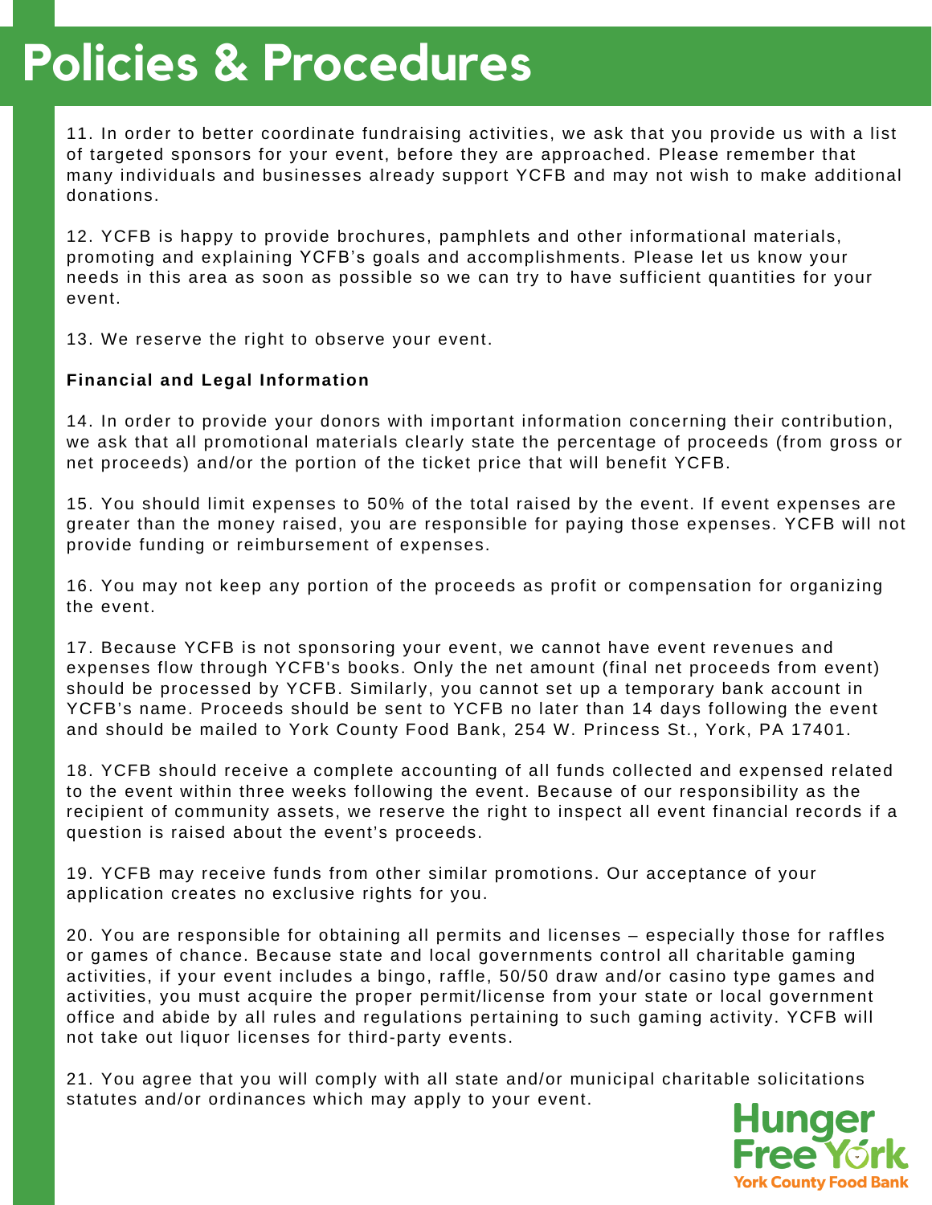# Policies & Procedures

11. In order to better coordinate fundraising activities, we ask that you provide us with a list of targeted sponsors for your event, before they are approached. Please remember that many individuals and businesses already support YCFB and may not wish to make additional donations.

12. YCFB is happy to provide brochures, pamphlets and other informational materials, promoting and explaining YCFB's goals and accomplishments. Please let us know your needs in this area as soon as possible so we can try to have sufficient quantities for your event.

13. We reserve the right to observe your event.

**Financial and Legal Information**

14. In order to provide your donors with important information concerning their contribution, we ask that all promotional materials clearly state the percentage of proceeds (from gross or net proceeds) and/or the portion of the ticket price that will benefit YCFB.

15. You should limit expenses to 50% of the total raised by the event. If event expenses are greater than the money raised, you are responsible for paying those expenses. YCFB will not provide funding or reimbursement of expenses.

16. You may not keep any portion of the proceeds as profit or compensation for organizing the event.

17. Because YCFB is not sponsoring your event, we cannot have event revenues and expenses flow through YCFB's books. Only the net amount (final net proceeds from event) should be processed by YCFB. Similarly, you cannot set up a temporary bank account in YCFB's name. Proceeds should be sent to YCFB no later than 14 days following the event and should be mailed to York County Food Bank, 254 W. Princess St., York, PA 17401.

18. YCFB should receive a complete accounting of all funds collected and expensed related to the event within three weeks following the event. Because of our responsibility as the recipient of community assets, we reserve the right to inspect all event financial records if a question is raised about the event's proceeds.

19. YCFB may receive funds from other similar promotions. Our acceptance of your application creates no exclusive rights for you.

20. You are responsible for obtaining all permits and licenses – especially those for raffles or games of chance. Because state and local governments control all charitable gaming activities, if your event includes a bingo, raffle, 50/50 draw and/or casino type games and activities, you must acquire the proper permit/license from your state or local government office and abide by all rules and regulations pertaining to such gaming activity. YCFB will not take out liquor licenses for third-party events.

21. You agree that you will comply with all state and/or municipal charitable solicitations statutes and/or ordinances which may apply to your event.

Hunger Free York
York County Food Bank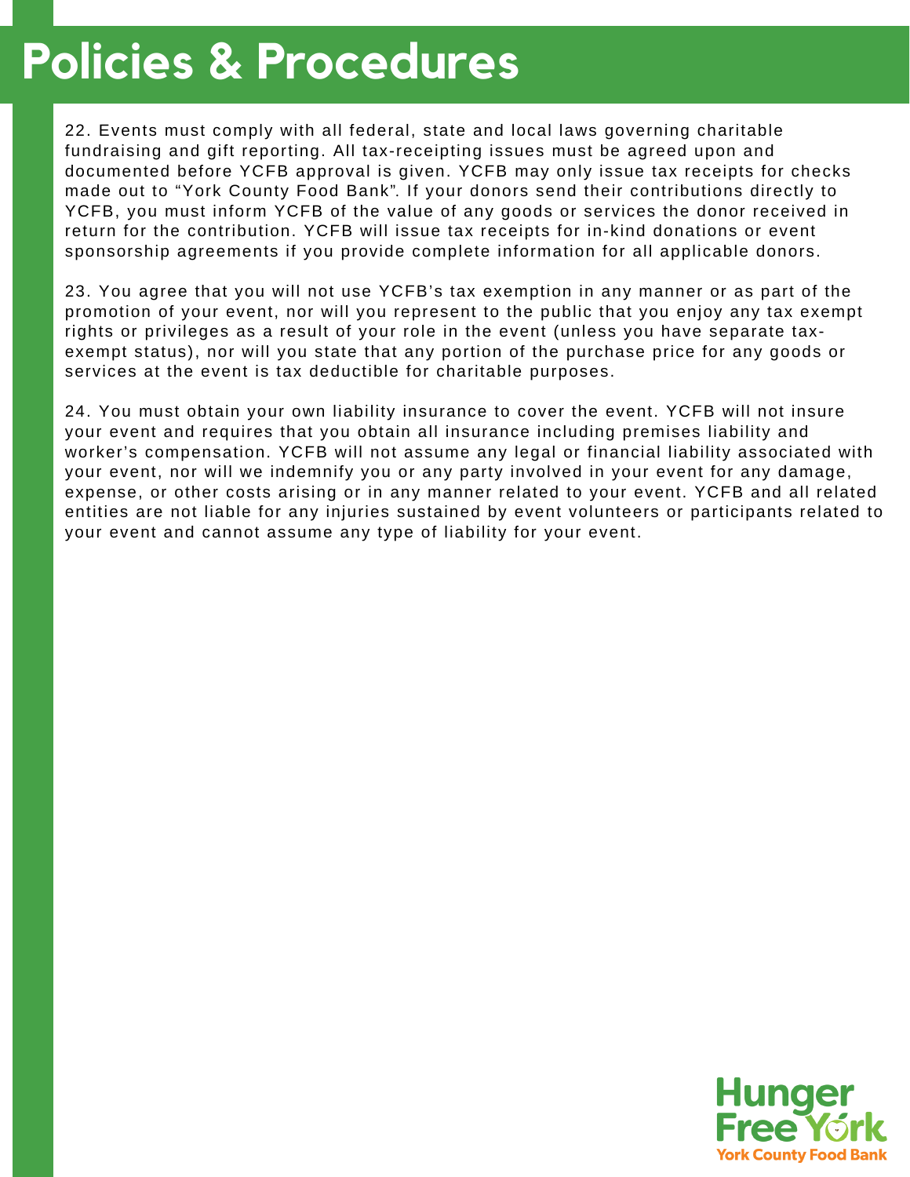# Policies & Procedures

22. Events must comply with all federal, state and local laws governing charitable fundraising and gift reporting. All tax-receipting issues must be agreed upon and documented before YCFB approval is given. YCFB may only issue tax receipts for checks made out to "York County Food Bank". If your donors send their contributions directly to YCFB, you must inform YCFB of the value of any goods or services the donor received in return for the contribution. YCFB will issue tax receipts for in-kind donations or event sponsorship agreements if you provide complete information for all applicable donors.

23. You agree that you will not use YCFB's tax exemption in any manner or as part of the promotion of your event, nor will you represent to the public that you enjoy any tax exempt rights or privileges as a result of your role in the event (unless you have separate tax-exempt status), nor will you state that any portion of the purchase price for any goods or services at the event is tax deductible for charitable purposes.

24. You must obtain your own liability insurance to cover the event. YCFB will not insure your event and requires that you obtain all insurance including premises liability and worker's compensation. YCFB will not assume any legal or financial liability associated with your event, nor will we indemnify you or any party involved in your event for any damage, expense, or other costs arising or in any manner related to your event. YCFB and all related entities are not liable for any injuries sustained by event volunteers or participants related to your event and cannot assume any type of liability for your event.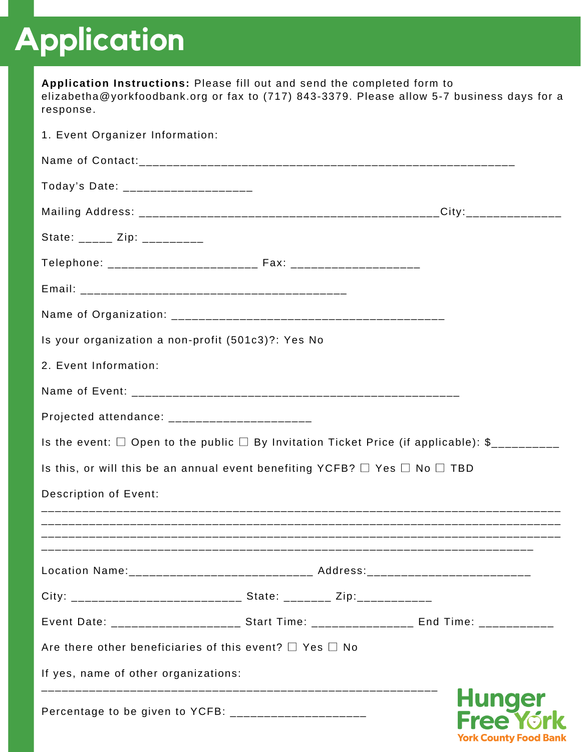# Application

**Application Instructions:** Please fill out and send the completed form to elizabetha@yorkfoodbank.org or fax to (717) 843-3379. Please allow 5-7 business days for a response.

1. Event Organizer Information:

Name of Contact:___________________________________________________________

Today's Date: ____________________

Mailing Address: ______________________________________________City:______________

State: _____ Zip: _________

Telephone: _______________________ Fax: ____________________

Email: _________________________________________

Name of Organization: __________________________________________

Is your organization a non-profit (501c3)?: Yes No

2. Event Information:

Name of Event: __________________________________________________

Projected attendance: ______________________

Is the event: ☐ Open to the public ☐ By Invitation Ticket Price (if applicable): $__________

Is this, or will this be an annual event benefiting YCFB? ☐ Yes ☐ No ☐ TBD

Description of Event:

________________________________________________________________________________
________________________________________________________________________________
________________________________________________________________________________
____________________________________________________________________________

Location Name:____________________________ Address:_________________________

City: __________________________ State: _______ Zip:___________

Event Date: ____________________ Start Time: ________________ End Time: ___________

Are there other beneficiaries of this event? ☐ Yes ☐ No

If yes, name of other organizations:

_____________________________________________________________

Percentage to be given to YCFB: _____________________

Hunger Free York

York County Food Bank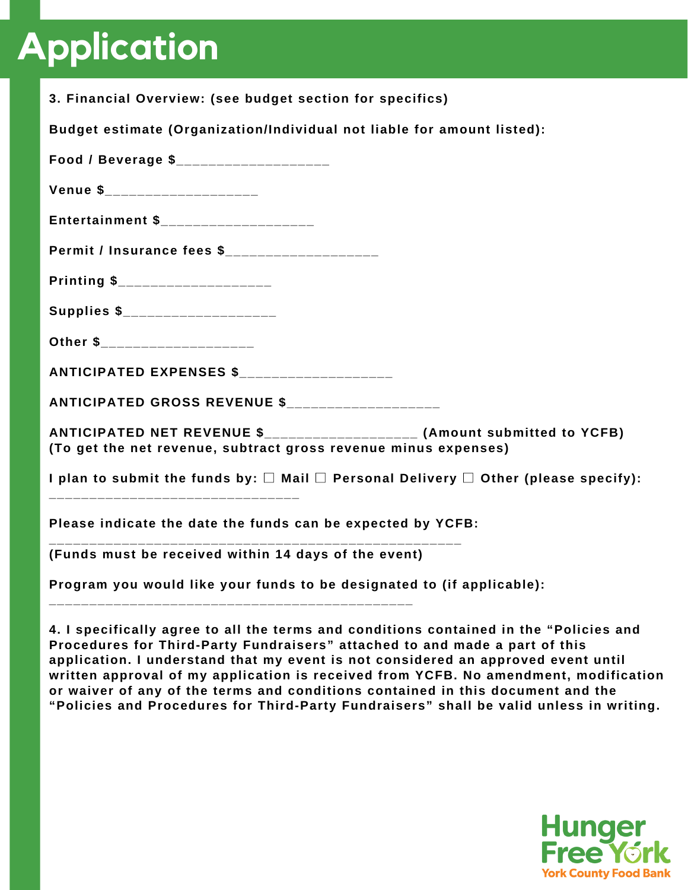# Application

**3. Financial Overview: (see budget section for specifics)**

**Budget estimate (Organization/Individual not liable for amount listed):**

**Food / Beverage $___________________**

**Venue $___________________**

**Entertainment $___________________**

**Permit / Insurance fees $___________________**

**Printing $___________________**

**Supplies $___________________**

**Other $___________________**

**ANTICIPATED EXPENSES $___________________**

**ANTICIPATED GROSS REVENUE $___________________**

**ANTICIPATED NET REVENUE $___________________ (Amount submitted to YCFB)**
**(To get the net revenue, subtract gross revenue minus expenses)**

**I plan to submit the funds by: ☐ Mail ☐ Personal Delivery ☐ Other (please specify):**
**_______________________________**

**Please indicate the date the funds can be expected by YCFB:**
**___________________________________________________**
**(Funds must be received within 14 days of the event)**

**Program you would like your funds to be designated to (if applicable):**
**_____________________________________________**

**4. I specifically agree to all the terms and conditions contained in the "Policies and Procedures for Third-Party Fundraisers" attached to and made a part of this application. I understand that my event is not considered an approved event until written approval of my application is received from YCFB. No amendment, modification or waiver of any of the terms and conditions contained in this document and the "Policies and Procedures for Third-Party Fundraisers" shall be valid unless in writing.**

Hunger Free York
York County Food Bank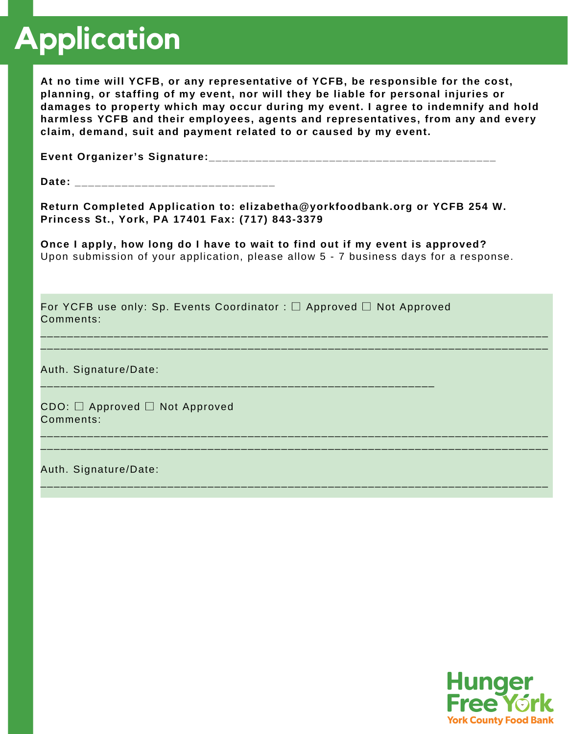# Application

**At no time will YCFB, or any representative of YCFB, be responsible for the cost, planning, or staffing of my event, nor will they be liable for personal injuries or damages to property which may occur during my event. I agree to indemnify and hold harmless YCFB and their employees, agents and representatives, from any and every claim, demand, suit and payment related to or caused by my event.**

**Event Organizer's Signature:**___________________________________________

**Date:** ______________________________

**Return Completed Application to: elizabetha@yorkfoodbank.org or YCFB 254 W. Princess St., York, PA 17401 Fax: (717) 843-3379**

**Once I apply, how long do I have to wait to find out if my event is approved?**
Upon submission of your application, please allow 5 - 7 business days for a response.

For YCFB use only: Sp. Events Coordinator : ☐ Approved ☐ Not Approved
Comments:
_____________________________________________________________________________
_____________________________________________________________________________

Auth. Signature/Date:
___________________________________________________________

CDO: ☐ Approved ☐ Not Approved
Comments:
_____________________________________________________________________________
_____________________________________________________________________________

Auth. Signature/Date:
_____________________________________________________________________________

Hunger Free York
York County Food Bank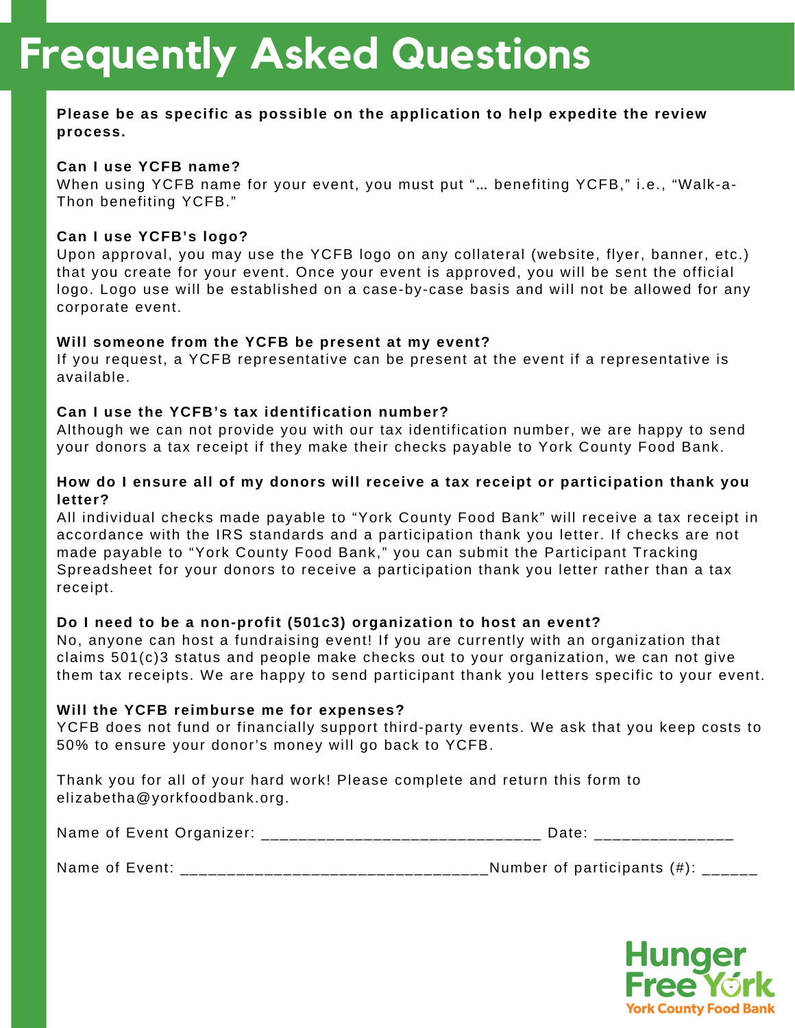# Frequently Asked Questions

**Please be as specific as possible on the application to help expedite the review process.**

**Can I use YCFB name?**

When using YCFB name for your event, you must put "… benefiting YCFB," i.e., "Walk-a-Thon benefiting YCFB."

**Can I use YCFB's logo?**

Upon approval, you may use the YCFB logo on any collateral (website, flyer, banner, etc.) that you create for your event. Once your event is approved, you will be sent the official logo. Logo use will be established on a case-by-case basis and will not be allowed for any corporate event.

**Will someone from the YCFB be present at my event?**

If you request, a YCFB representative can be present at the event if a representative is available.

**Can I use the YCFB's tax identification number?**

Although we can not provide you with our tax identification number, we are happy to send your donors a tax receipt if they make their checks payable to York County Food Bank.

**How do I ensure all of my donors will receive a tax receipt or participation thank you letter?**

All individual checks made payable to "York County Food Bank" will receive a tax receipt in accordance with the IRS standards and a participation thank you letter. If checks are not made payable to "York County Food Bank," you can submit the Participant Tracking Spreadsheet for your donors to receive a participation thank you letter rather than a tax receipt.

**Do I need to be a non-profit (501c3) organization to host an event?**

No, anyone can host a fundraising event! If you are currently with an organization that claims 501(c)3 status and people make checks out to your organization, we can not give them tax receipts. We are happy to send participant thank you letters specific to your event.

**Will the YCFB reimburse me for expenses?**

YCFB does not fund or financially support third-party events. We ask that you keep costs to 50% to ensure your donor's money will go back to YCFB.

Thank you for all of your hard work! Please complete and return this form to elizabetha@yorkfoodbank.org.

Name of Event Organizer: ______________________________ Date: _______________

Name of Event: _________________________________Number of participants (#): ______

Hunger Free York

York County Food Bank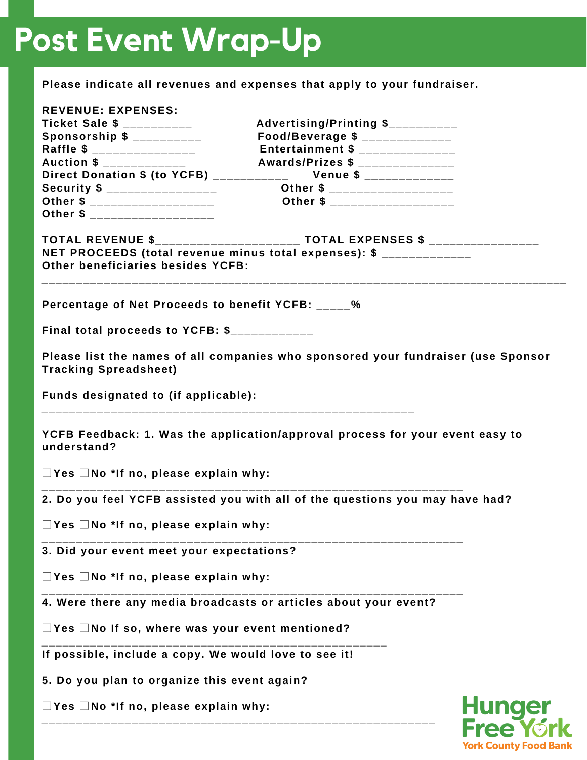# Post Event Wrap-Up

**Please indicate all revenues and expenses that apply to your fundraiser.**

**REVENUE:**

**Ticket Sale $ __________**
**Sponsorship $ __________**
**Raffle $ _______________**
**Auction $ ____________**
**Direct Donation $ (to YCFB) ___________**
**Security $ ________________**
**Other $ __________________**
**Other $ __________________**

**EXPENSES:**

**Advertising/Printing $__________**
**Food/Beverage $ _____________**
**Entertainment $ ______________**
**Awards/Prizes $ ______________**
**Venue $ _____________**
**Other $ __________________**
**Other $ __________________**

**TOTAL REVENUE $_____________________ TOTAL EXPENSES $ ________________**
**NET PROCEEDS (total revenue minus total expenses): $ _____________**
**Other beneficiaries besides YCFB:**
________________________________________________________________________

**Percentage of Net Proceeds to benefit YCFB: _____%**

**Final total proceeds to YCFB: $____________**

**Please list the names of all companies who sponsored your fundraiser (use Sponsor Tracking Spreadsheet)**

**Funds designated to (if applicable):**
_______________________________________________________

**YCFB Feedback: 1. Was the application/approval process for your event easy to understand?**

☐**Yes** ☐**No *If no, please explain why:**
______________________________________________________________

**2. Do you feel YCFB assisted you with all of the questions you may have had?**

☐**Yes** ☐**No *If no, please explain why:**
______________________________________________________________

**3. Did your event meet your expectations?**

☐**Yes** ☐**No *If no, please explain why:**
______________________________________________________________

**4. Were there any media broadcasts or articles about your event?**

☐**Yes** ☐**No If so, where was your event mentioned?**
___________________________________________________
**If possible, include a copy. We would love to see it!**

**5. Do you plan to organize this event again?**

☐**Yes** ☐**No *If no, please explain why:**
__________________________________________________________

Hunger Free York
York County Food Bank